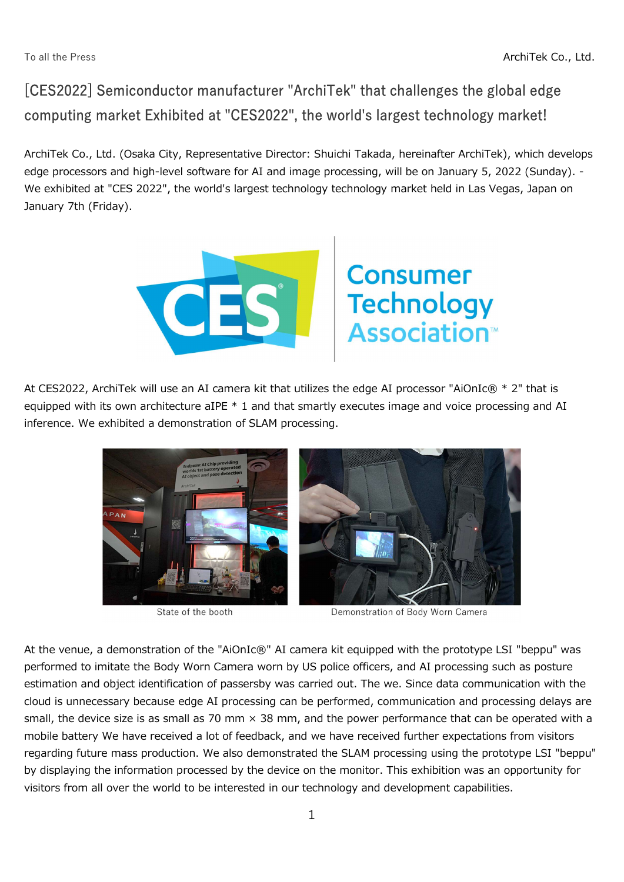To all the Press

ArchiTek Co., Ltd.

# [CES2022] Semiconductor manufacturer "ArchiTek" that challenges the global edge computing market Exhibited at "CES2022", the world's largest technology market!

ArchiTek Co., Ltd. (Osaka City, Representative Director: Shuichi Takada, hereinafter ArchiTek), which develops edge processors and high-level software for AI and image processing, will be on January 5, 2022 (Sunday). - We exhibited at "CES 2022", the world's largest technology technology market held in Las Vegas, Japan on January 7th (Friday).

At CES2022, ArchiTek will use an AI camera kit that utilizes the edge AI processor "AiOnIc® * 2" that is equipped with its own architecture aIPE * 1 and that smartly executes image and voice processing and AI inference. We exhibited a demonstration of SLAM processing.

State of the booth

Demonstration of Body Worn Camera

At the venue, a demonstration of the "AiOnIc®" AI camera kit equipped with the prototype LSI "beppu" was performed to imitate the Body Worn Camera worn by US police officers, and AI processing such as posture estimation and object identification of passersby was carried out. The we. Since data communication with the cloud is unnecessary because edge AI processing can be performed, communication and processing delays are small, the device size is as small as 70 mm × 38 mm, and the power performance that can be operated with a mobile battery We have received a lot of feedback, and we have received further expectations from visitors regarding future mass production. We also demonstrated the SLAM processing using the prototype LSI "beppu" by displaying the information processed by the device on the monitor. This exhibition was an opportunity for visitors from all over the world to be interested in our technology and development capabilities.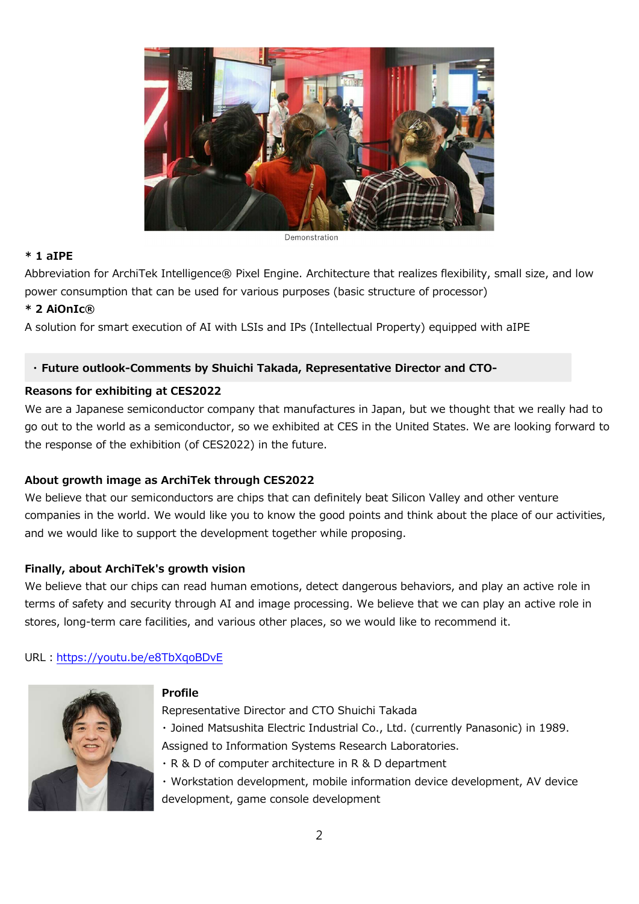Demonstration

**\* 1 aIPE**

Abbreviation for ArchiTek Intelligence® Pixel Engine. Architecture that realizes flexibility, small size, and low power consumption that can be used for various purposes (basic structure of processor)

**\* 2 AiOnIc®**

A solution for smart execution of AI with LSIs and IPs (Intellectual Property) equipped with aIPE

### ・Future outlook-Comments by Shuichi Takada, Representative Director and CTO-

**Reasons for exhibiting at CES2022**

We are a Japanese semiconductor company that manufactures in Japan, but we thought that we really had to go out to the world as a semiconductor, so we exhibited at CES in the United States. We are looking forward to the response of the exhibition (of CES2022) in the future.

**About growth image as ArchiTek through CES2022**

We believe that our semiconductors are chips that can definitely beat Silicon Valley and other venture companies in the world. We would like you to know the good points and think about the place of our activities, and we would like to support the development together while proposing.

**Finally, about ArchiTek's growth vision**

We believe that our chips can read human emotions, detect dangerous behaviors, and play an active role in terms of safety and security through AI and image processing. We believe that we can play an active role in stores, long-term care facilities, and various other places, so we would like to recommend it.

URL : [https://youtu.be/e8TbXqoBDvE](https://youtu.be/e8TbXqoBDvE)

**Profile**

Representative Director and CTO Shuichi Takada

・Joined Matsushita Electric Industrial Co., Ltd. (currently Panasonic) in 1989. Assigned to Information Systems Research Laboratories.

・R & D of computer architecture in R & D department

・Workstation development, mobile information device development, AV device development, game console development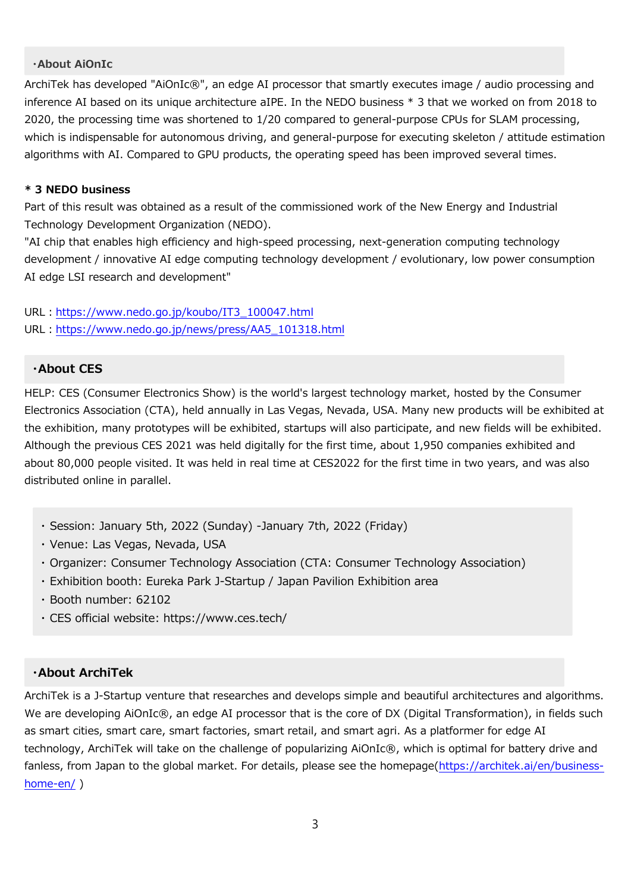## ・About AiOnIc

ArchiTek has developed "AiOnIc®", an edge AI processor that smartly executes image / audio processing and inference AI based on its unique architecture aIPE. In the NEDO business * 3 that we worked on from 2018 to 2020, the processing time was shortened to 1/20 compared to general-purpose CPUs for SLAM processing, which is indispensable for autonomous driving, and general-purpose for executing skeleton / attitude estimation algorithms with AI. Compared to GPU products, the operating speed has been improved several times.

**\* 3 NEDO business**

Part of this result was obtained as a result of the commissioned work of the New Energy and Industrial Technology Development Organization (NEDO).
"AI chip that enables high efficiency and high-speed processing, next-generation computing technology development / innovative AI edge computing technology development / evolutionary, low power consumption AI edge LSI research and development"

URL : [https://www.nedo.go.jp/koubo/IT3_100047.html](https://www.nedo.go.jp/koubo/IT3_100047.html)
URL : [https://www.nedo.go.jp/news/press/AA5_101318.html](https://www.nedo.go.jp/news/press/AA5_101318.html)

## ・About CES

HELP: CES (Consumer Electronics Show) is the world's largest technology market, hosted by the Consumer Electronics Association (CTA), held annually in Las Vegas, Nevada, USA. Many new products will be exhibited at the exhibition, many prototypes will be exhibited, startups will also participate, and new fields will be exhibited. Although the previous CES 2021 was held digitally for the first time, about 1,950 companies exhibited and about 80,000 people visited. It was held in real time at CES2022 for the first time in two years, and was also distributed online in parallel.

- Session: January 5th, 2022 (Sunday) -January 7th, 2022 (Friday)
- Venue: Las Vegas, Nevada, USA
- Organizer: Consumer Technology Association (CTA: Consumer Technology Association)
- Exhibition booth: Eureka Park J-Startup / Japan Pavilion Exhibition area
- Booth number: 62102
- CES official website: https://www.ces.tech/

## ・About ArchiTek

ArchiTek is a J-Startup venture that researches and develops simple and beautiful architectures and algorithms. We are developing AiOnIc®, an edge AI processor that is the core of DX (Digital Transformation), in fields such as smart cities, smart care, smart factories, smart retail, and smart agri. As a platformer for edge AI technology, ArchiTek will take on the challenge of popularizing AiOnIc®, which is optimal for battery drive and fanless, from Japan to the global market. For details, please see the homepage([https://architek.ai/en/business-home-en/](https://architek.ai/en/business-home-en/) )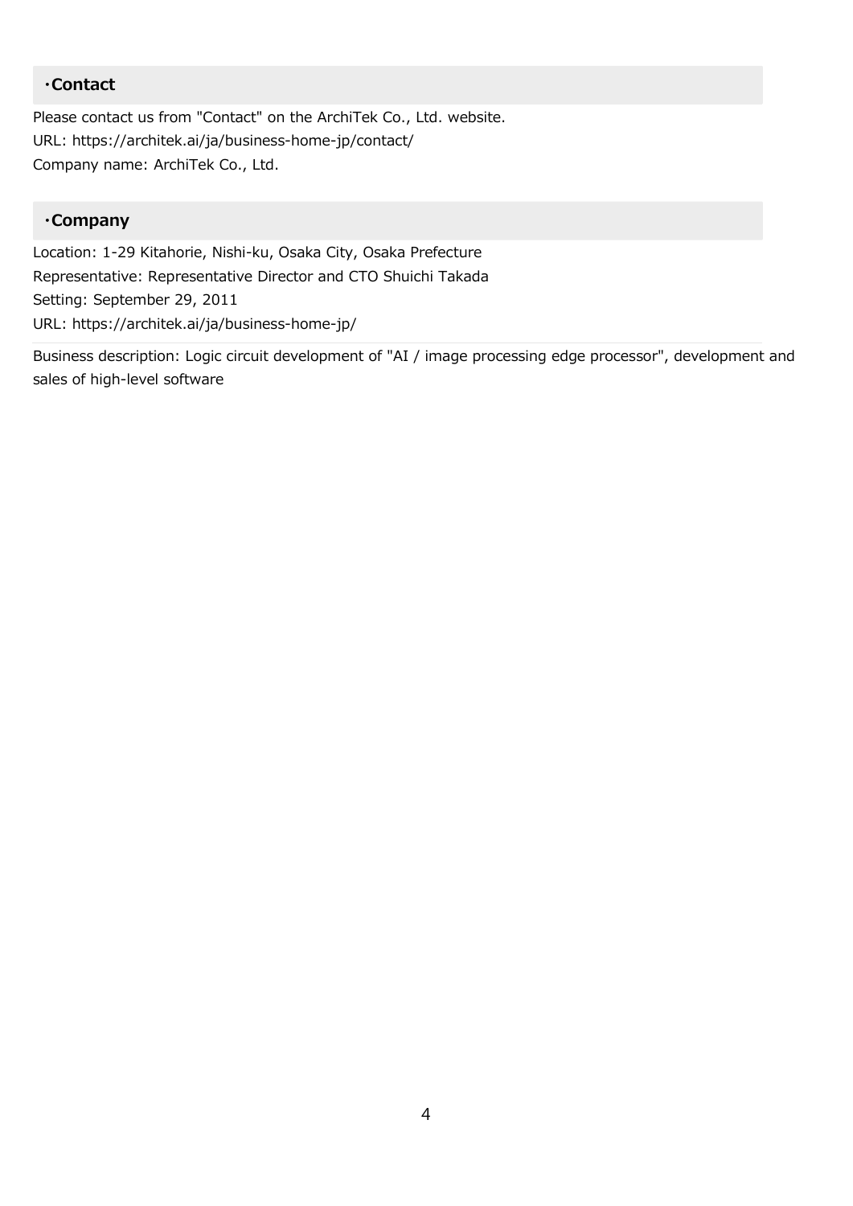## ・Contact

Please contact us from "Contact" on the ArchiTek Co., Ltd. website.
URL: https://architek.ai/ja/business-home-jp/contact/
Company name: ArchiTek Co., Ltd.

## ・Company

Location: 1-29 Kitahorie, Nishi-ku, Osaka City, Osaka Prefecture
Representative: Representative Director and CTO Shuichi Takada
Setting: September 29, 2011
URL: https://architek.ai/ja/business-home-jp/

Business description: Logic circuit development of "AI / image processing edge processor", development and sales of high-level software